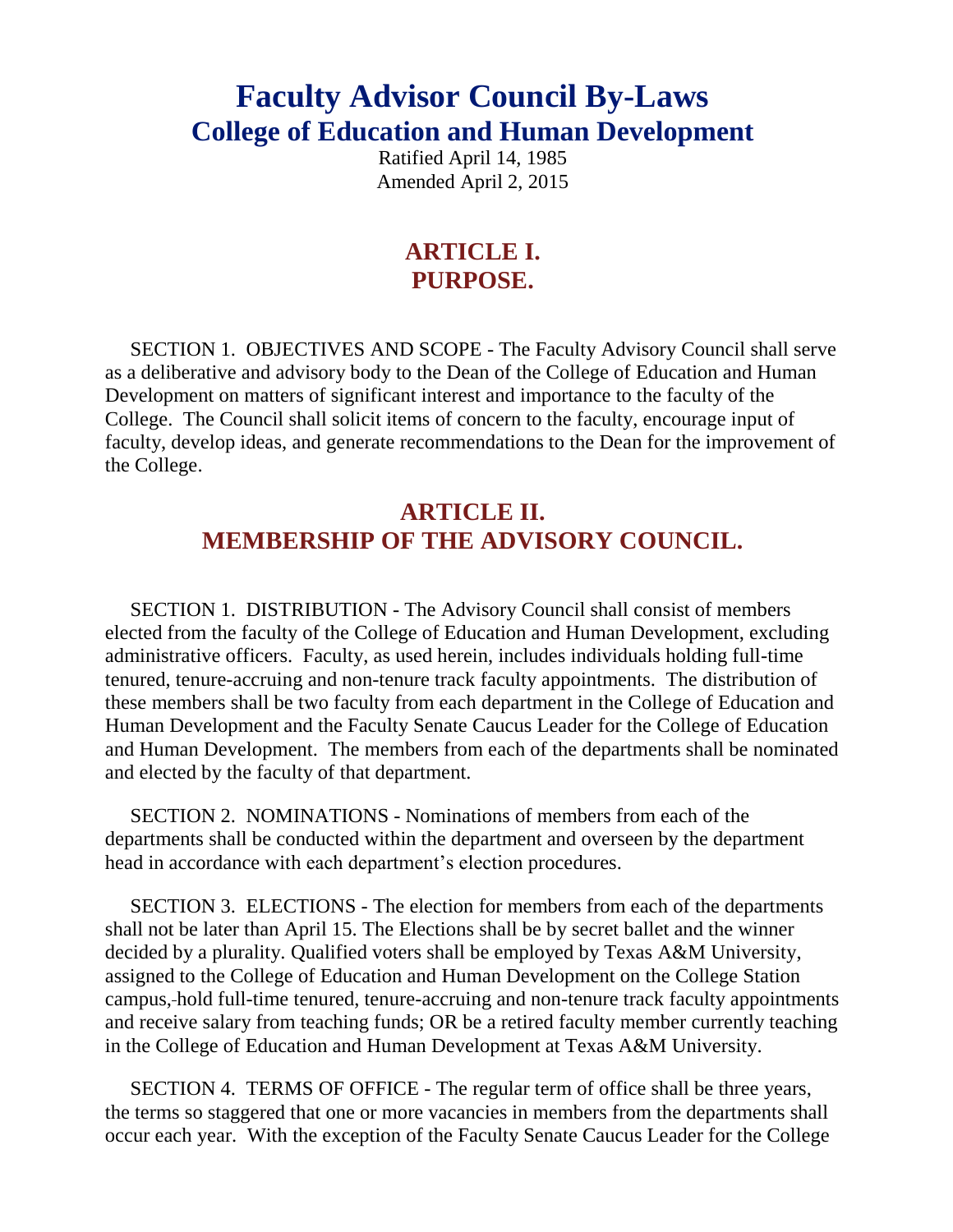# Faculty Advisor Council By-Laws
## College of Education and Human Development

Ratified April 14, 1985
Amended April 2, 2015

## ARTICLE I.
## PURPOSE.

SECTION 1. OBJECTIVES AND SCOPE - The Faculty Advisory Council shall serve as a deliberative and advisory body to the Dean of the College of Education and Human Development on matters of significant interest and importance to the faculty of the College. The Council shall solicit items of concern to the faculty, encourage input of faculty, develop ideas, and generate recommendations to the Dean for the improvement of the College.

## ARTICLE II.
## MEMBERSHIP OF THE ADVISORY COUNCIL.

SECTION 1. DISTRIBUTION - The Advisory Council shall consist of members elected from the faculty of the College of Education and Human Development, excluding administrative officers. Faculty, as used herein, includes individuals holding full-time tenured, tenure-accruing and non-tenure track faculty appointments. The distribution of these members shall be two faculty from each department in the College of Education and Human Development and the Faculty Senate Caucus Leader for the College of Education and Human Development. The members from each of the departments shall be nominated and elected by the faculty of that department.

SECTION 2. NOMINATIONS - Nominations of members from each of the departments shall be conducted within the department and overseen by the department head in accordance with each department's election procedures.

SECTION 3. ELECTIONS - The election for members from each of the departments shall not be later than April 15. The Elections shall be by secret ballet and the winner decided by a plurality. Qualified voters shall be employed by Texas A&M University, assigned to the College of Education and Human Development on the College Station campus, hold full-time tenured, tenure-accruing and non-tenure track faculty appointments and receive salary from teaching funds; OR be a retired faculty member currently teaching in the College of Education and Human Development at Texas A&M University.

SECTION 4. TERMS OF OFFICE - The regular term of office shall be three years, the terms so staggered that one or more vacancies in members from the departments shall occur each year. With the exception of the Faculty Senate Caucus Leader for the College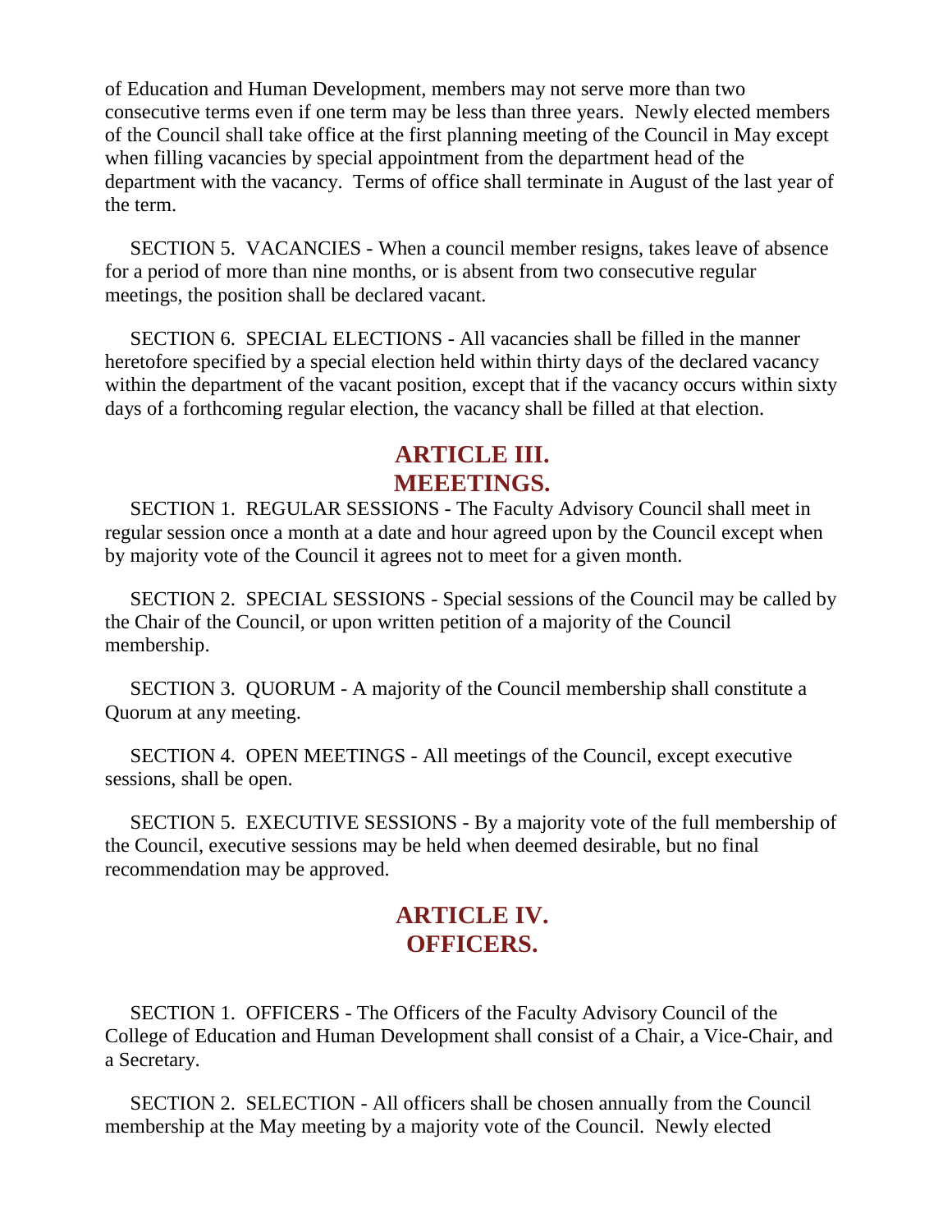of Education and Human Development, members may not serve more than two consecutive terms even if one term may be less than three years. Newly elected members of the Council shall take office at the first planning meeting of the Council in May except when filling vacancies by special appointment from the department head of the department with the vacancy. Terms of office shall terminate in August of the last year of the term.

SECTION 5. VACANCIES - When a council member resigns, takes leave of absence for a period of more than nine months, or is absent from two consecutive regular meetings, the position shall be declared vacant.

SECTION 6. SPECIAL ELECTIONS - All vacancies shall be filled in the manner heretofore specified by a special election held within thirty days of the declared vacancy within the department of the vacant position, except that if the vacancy occurs within sixty days of a forthcoming regular election, the vacancy shall be filled at that election.

## ARTICLE III. MEEETINGS.

SECTION 1. REGULAR SESSIONS - The Faculty Advisory Council shall meet in regular session once a month at a date and hour agreed upon by the Council except when by majority vote of the Council it agrees not to meet for a given month.

SECTION 2. SPECIAL SESSIONS - Special sessions of the Council may be called by the Chair of the Council, or upon written petition of a majority of the Council membership.

SECTION 3. QUORUM - A majority of the Council membership shall constitute a Quorum at any meeting.

SECTION 4. OPEN MEETINGS - All meetings of the Council, except executive sessions, shall be open.

SECTION 5. EXECUTIVE SESSIONS - By a majority vote of the full membership of the Council, executive sessions may be held when deemed desirable, but no final recommendation may be approved.

## ARTICLE IV. OFFICERS.

SECTION 1. OFFICERS - The Officers of the Faculty Advisory Council of the College of Education and Human Development shall consist of a Chair, a Vice-Chair, and a Secretary.

SECTION 2. SELECTION - All officers shall be chosen annually from the Council membership at the May meeting by a majority vote of the Council. Newly elected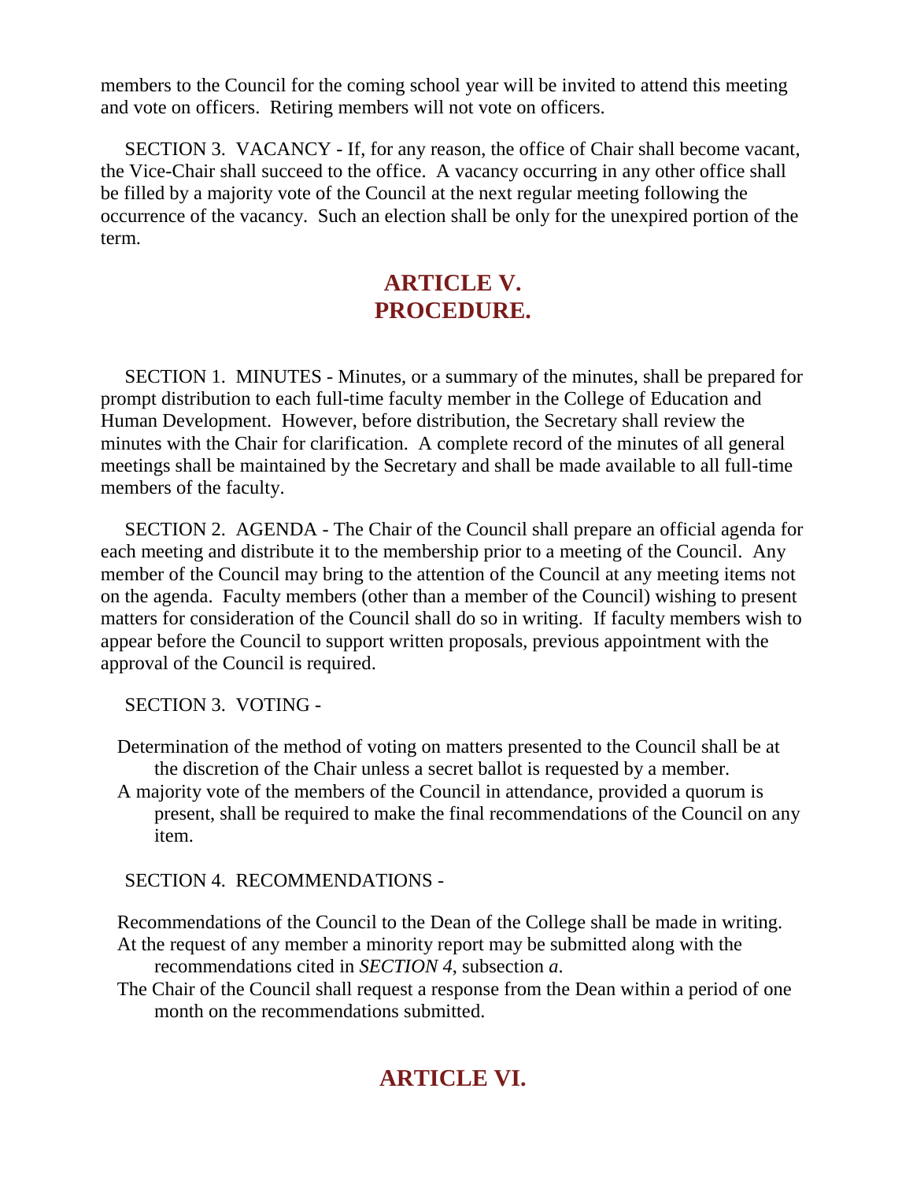members to the Council for the coming school year will be invited to attend this meeting and vote on officers. Retiring members will not vote on officers.

SECTION 3. VACANCY - If, for any reason, the office of Chair shall become vacant, the Vice-Chair shall succeed to the office. A vacancy occurring in any other office shall be filled by a majority vote of the Council at the next regular meeting following the occurrence of the vacancy. Such an election shall be only for the unexpired portion of the term.

## ARTICLE V.
## PROCEDURE.

SECTION 1. MINUTES - Minutes, or a summary of the minutes, shall be prepared for prompt distribution to each full-time faculty member in the College of Education and Human Development. However, before distribution, the Secretary shall review the minutes with the Chair for clarification. A complete record of the minutes of all general meetings shall be maintained by the Secretary and shall be made available to all full-time members of the faculty.

SECTION 2. AGENDA - The Chair of the Council shall prepare an official agenda for each meeting and distribute it to the membership prior to a meeting of the Council. Any member of the Council may bring to the attention of the Council at any meeting items not on the agenda. Faculty members (other than a member of the Council) wishing to present matters for consideration of the Council shall do so in writing. If faculty members wish to appear before the Council to support written proposals, previous appointment with the approval of the Council is required.

SECTION 3. VOTING -

Determination of the method of voting on matters presented to the Council shall be at the discretion of the Chair unless a secret ballot is requested by a member.

A majority vote of the members of the Council in attendance, provided a quorum is present, shall be required to make the final recommendations of the Council on any item.

SECTION 4. RECOMMENDATIONS -

Recommendations of the Council to the Dean of the College shall be made in writing.

At the request of any member a minority report may be submitted along with the recommendations cited in *SECTION 4*, subsection *a*.

The Chair of the Council shall request a response from the Dean within a period of one month on the recommendations submitted.

## ARTICLE VI.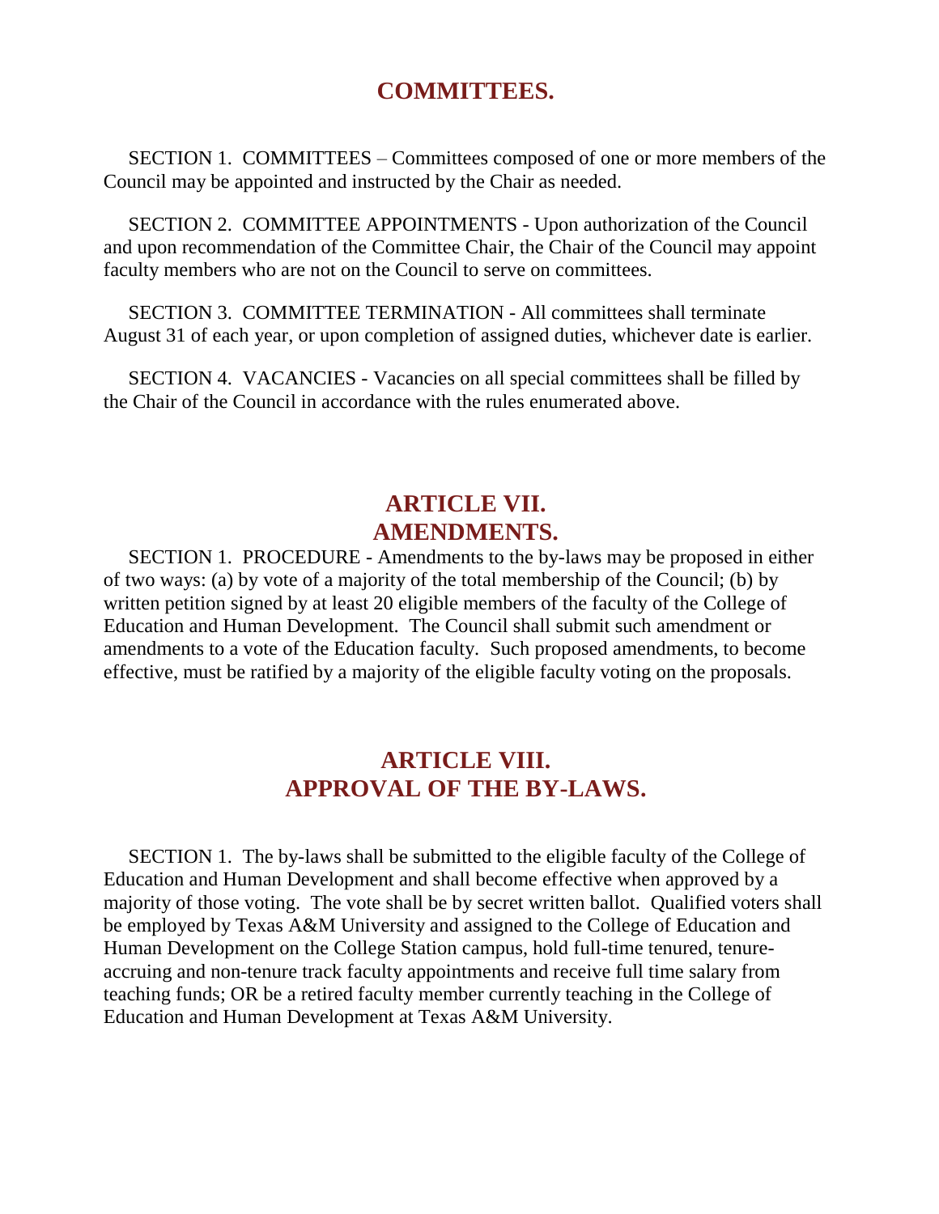## COMMITTEES.

SECTION 1. COMMITTEES – Committees composed of one or more members of the Council may be appointed and instructed by the Chair as needed.

SECTION 2. COMMITTEE APPOINTMENTS - Upon authorization of the Council and upon recommendation of the Committee Chair, the Chair of the Council may appoint faculty members who are not on the Council to serve on committees.

SECTION 3. COMMITTEE TERMINATION - All committees shall terminate August 31 of each year, or upon completion of assigned duties, whichever date is earlier.

SECTION 4. VACANCIES - Vacancies on all special committees shall be filled by the Chair of the Council in accordance with the rules enumerated above.

## ARTICLE VII. AMENDMENTS.

SECTION 1. PROCEDURE - Amendments to the by-laws may be proposed in either of two ways: (a) by vote of a majority of the total membership of the Council; (b) by written petition signed by at least 20 eligible members of the faculty of the College of Education and Human Development. The Council shall submit such amendment or amendments to a vote of the Education faculty. Such proposed amendments, to become effective, must be ratified by a majority of the eligible faculty voting on the proposals.

## ARTICLE VIII. APPROVAL OF THE BY-LAWS.

SECTION 1. The by-laws shall be submitted to the eligible faculty of the College of Education and Human Development and shall become effective when approved by a majority of those voting. The vote shall be by secret written ballot. Qualified voters shall be employed by Texas A&M University and assigned to the College of Education and Human Development on the College Station campus, hold full-time tenured, tenure-accruing and non-tenure track faculty appointments and receive full time salary from teaching funds; OR be a retired faculty member currently teaching in the College of Education and Human Development at Texas A&M University.